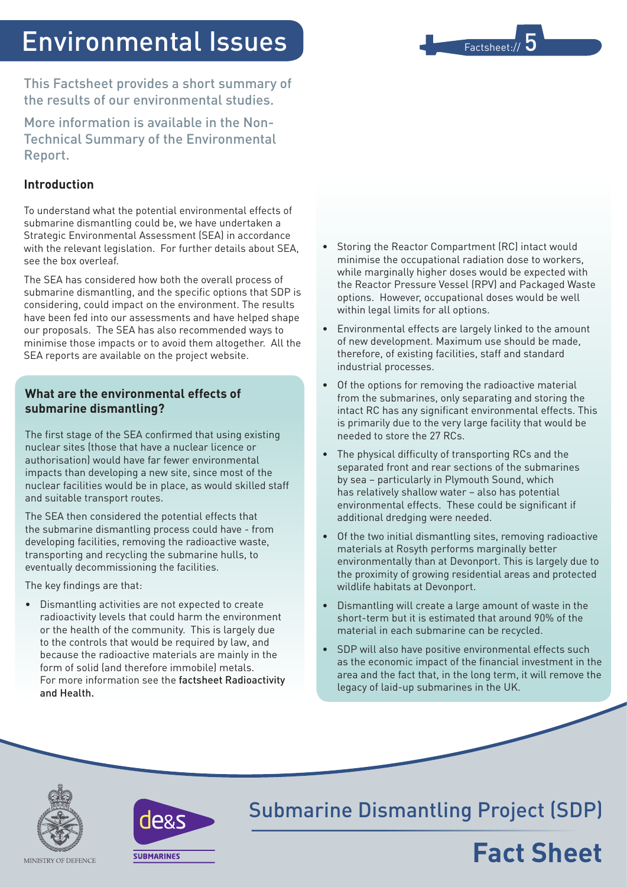# Environmental Issues

Factsheet:// 5

This Factsheet provides a short summary of the results of our environmental studies.

More information is available in the Non-Technical Summary of the Environmental Report.

## Introduction

To understand what the potential environmental effects of submarine dismantling could be, we have undertaken a Strategic Environmental Assessment (SEA) in accordance with the relevant legislation. For further details about SEA, see the box overleaf.

The SEA has considered how both the overall process of submarine dismantling, and the specific options that SDP is considering, could impact on the environment. The results have been fed into our assessments and have helped shape our proposals. The SEA has also recommended ways to minimise those impacts or to avoid them altogether. All the SEA reports are available on the project website.

## What are the environmental effects of submarine dismantling?

The first stage of the SEA confirmed that using existing nuclear sites (those that have a nuclear licence or authorisation) would have far fewer environmental impacts than developing a new site, since most of the nuclear facilities would be in place, as would skilled staff and suitable transport routes.

The SEA then considered the potential effects that the submarine dismantling process could have - from developing facilities, removing the radioactive waste, transporting and recycling the submarine hulls, to eventually decommissioning the facilities.

The key findings are that:

- Dismantling activities are not expected to create radioactivity levels that could harm the environment or the health of the community. This is largely due to the controls that would be required by law, and because the radioactive materials are mainly in the form of solid (and therefore immobile) metals. For more information see the factsheet Radioactivity and Health.
- Storing the Reactor Compartment (RC) intact would minimise the occupational radiation dose to workers, while marginally higher doses would be expected with the Reactor Pressure Vessel (RPV) and Packaged Waste options. However, occupational doses would be well within legal limits for all options.
- Environmental effects are largely linked to the amount of new development. Maximum use should be made, therefore, of existing facilities, staff and standard industrial processes.
- Of the options for removing the radioactive material from the submarines, only separating and storing the intact RC has any significant environmental effects. This is primarily due to the very large facility that would be needed to store the 27 RCs.
- The physical difficulty of transporting RCs and the separated front and rear sections of the submarines by sea – particularly in Plymouth Sound, which has relatively shallow water – also has potential environmental effects. These could be significant if additional dredging were needed.
- Of the two initial dismantling sites, removing radioactive materials at Rosyth performs marginally better environmentally than at Devonport. This is largely due to the proximity of growing residential areas and protected wildlife habitats at Devonport.
- Dismantling will create a large amount of waste in the short-term but it is estimated that around 90% of the material in each submarine can be recycled.
- SDP will also have positive environmental effects such as the economic impact of the financial investment in the area and the fact that, in the long term, it will remove the legacy of laid-up submarines in the UK.

MINISTRY OF DEFENCE

de&s SUBMARINES

Submarine Dismantling Project (SDP)

**Fact Sheet**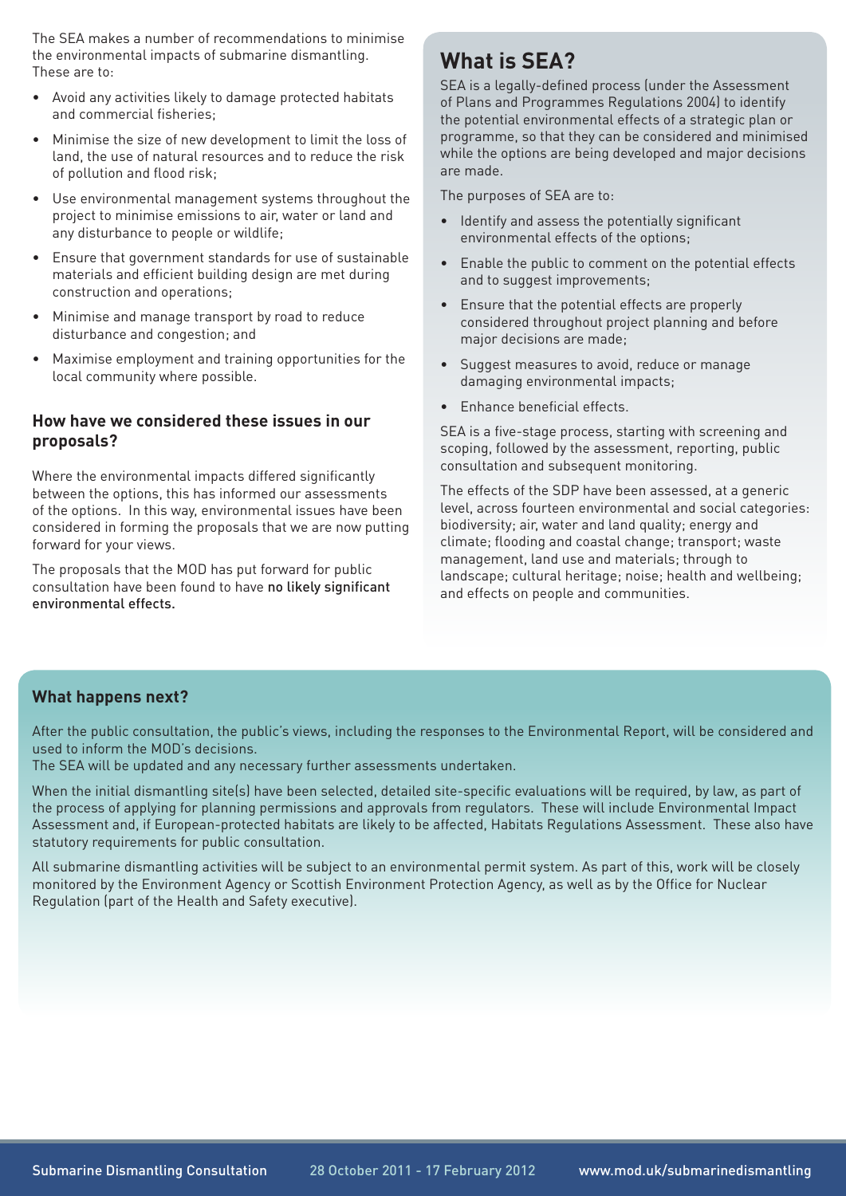The SEA makes a number of recommendations to minimise the environmental impacts of submarine dismantling. These are to:

- Avoid any activities likely to damage protected habitats and commercial fisheries;
- Minimise the size of new development to limit the loss of land, the use of natural resources and to reduce the risk of pollution and flood risk;
- Use environmental management systems throughout the project to minimise emissions to air, water or land and any disturbance to people or wildlife;
- Ensure that government standards for use of sustainable materials and efficient building design are met during construction and operations;
- Minimise and manage transport by road to reduce disturbance and congestion; and
- Maximise employment and training opportunities for the local community where possible.

### How have we considered these issues in our proposals?

Where the environmental impacts differed significantly between the options, this has informed our assessments of the options. In this way, environmental issues have been considered in forming the proposals that we are now putting forward for your views.

The proposals that the MOD has put forward for public consultation have been found to have **no likely significant environmental effects.**

## What is SEA?

SEA is a legally-defined process (under the Assessment of Plans and Programmes Regulations 2004) to identify the potential environmental effects of a strategic plan or programme, so that they can be considered and minimised while the options are being developed and major decisions are made.

The purposes of SEA are to:

- Identify and assess the potentially significant environmental effects of the options;
- Enable the public to comment on the potential effects and to suggest improvements;
- Ensure that the potential effects are properly considered throughout project planning and before major decisions are made;
- Suggest measures to avoid, reduce or manage damaging environmental impacts;
- Enhance beneficial effects.

SEA is a five-stage process, starting with screening and scoping, followed by the assessment, reporting, public consultation and subsequent monitoring.

The effects of the SDP have been assessed, at a generic level, across fourteen environmental and social categories: biodiversity; air, water and land quality; energy and climate; flooding and coastal change; transport; waste management, land use and materials; through to landscape; cultural heritage; noise; health and wellbeing; and effects on people and communities.

### What happens next?

After the public consultation, the public's views, including the responses to the Environmental Report, will be considered and used to inform the MOD's decisions.
The SEA will be updated and any necessary further assessments undertaken.

When the initial dismantling site(s) have been selected, detailed site-specific evaluations will be required, by law, as part of the process of applying for planning permissions and approvals from regulators. These will include Environmental Impact Assessment and, if European-protected habitats are likely to be affected, Habitats Regulations Assessment. These also have statutory requirements for public consultation.

All submarine dismantling activities will be subject to an environmental permit system. As part of this, work will be closely monitored by the Environment Agency or Scottish Environment Protection Agency, as well as by the Office for Nuclear Regulation (part of the Health and Safety executive).